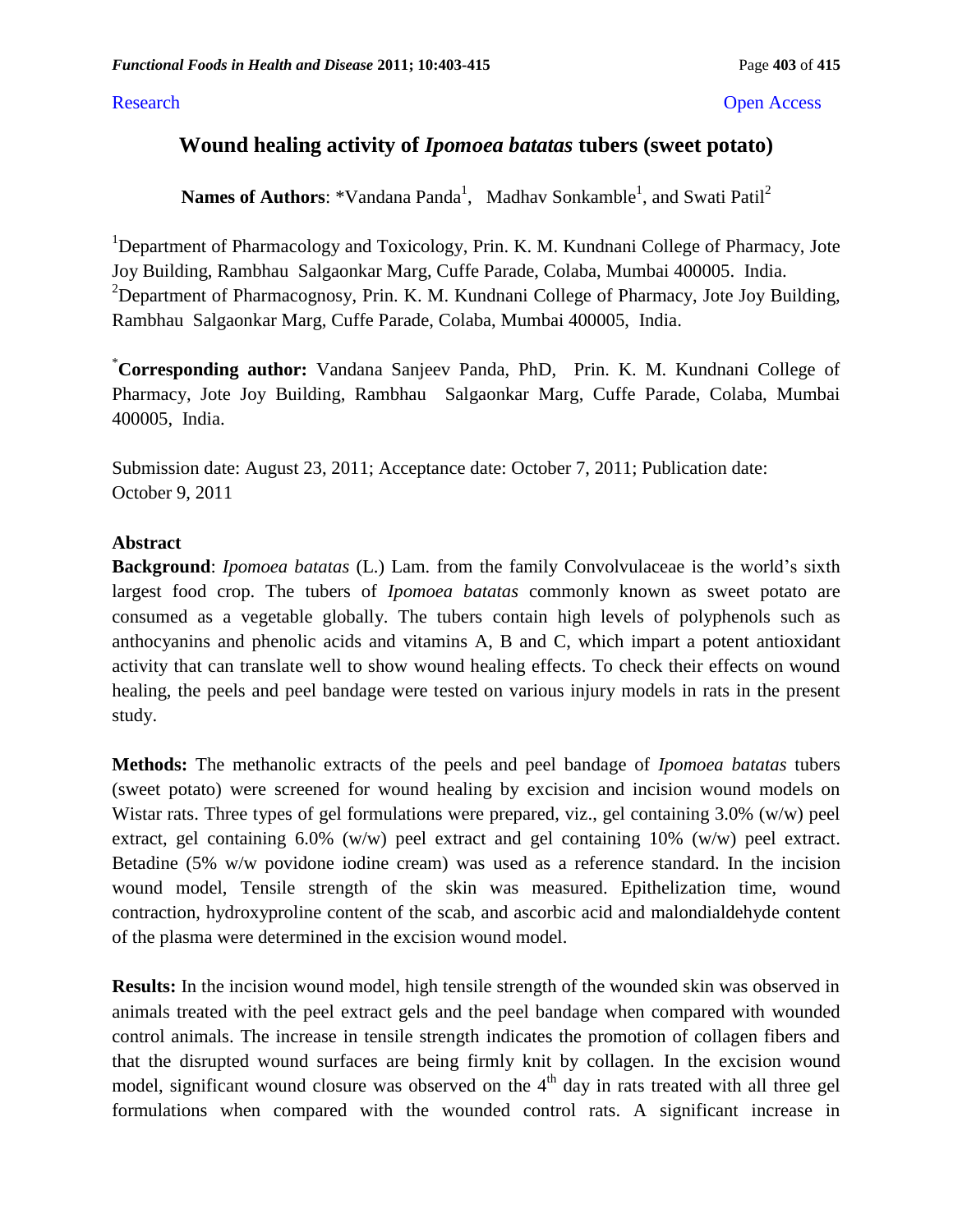Research Open Access

# Wound healing activity of *Ipomoea batatas* tubers (sweet potato)

**Names of Authors**: *Vandana Panda[1], Madhav Sonkamble[1], and Swati Patil[2]

[1]Department of Pharmacology and Toxicology, Prin. K. M. Kundnani College of Pharmacy, Jote Joy Building, Rambhau Salgaonkar Marg, Cuffe Parade, Colaba, Mumbai 400005. India.
[2]Department of Pharmacognosy, Prin. K. M. Kundnani College of Pharmacy, Jote Joy Building, Rambhau Salgaonkar Marg, Cuffe Parade, Colaba, Mumbai 400005, India.

[*]**Corresponding author:** Vandana Sanjeev Panda, PhD, Prin. K. M. Kundnani College of Pharmacy, Jote Joy Building, Rambhau Salgaonkar Marg, Cuffe Parade, Colaba, Mumbai 400005, India.

Submission date: August 23, 2011; Acceptance date: October 7, 2011; Publication date: October 9, 2011

## Abstract

**Background**: *Ipomoea batatas* (L.) Lam. from the family Convolvulaceae is the world's sixth largest food crop. The tubers of *Ipomoea batatas* commonly known as sweet potato are consumed as a vegetable globally. The tubers contain high levels of polyphenols such as anthocyanins and phenolic acids and vitamins A, B and C, which impart a potent antioxidant activity that can translate well to show wound healing effects. To check their effects on wound healing, the peels and peel bandage were tested on various injury models in rats in the present study.

**Methods:** The methanolic extracts of the peels and peel bandage of *Ipomoea batatas* tubers (sweet potato) were screened for wound healing by excision and incision wound models on Wistar rats. Three types of gel formulations were prepared, viz., gel containing 3.0% (w/w) peel extract, gel containing 6.0% (w/w) peel extract and gel containing 10% (w/w) peel extract. Betadine (5% w/w povidone iodine cream) was used as a reference standard. In the incision wound model, Tensile strength of the skin was measured. Epithelization time, wound contraction, hydroxyproline content of the scab, and ascorbic acid and malondialdehyde content of the plasma were determined in the excision wound model.

**Results:** In the incision wound model, high tensile strength of the wounded skin was observed in animals treated with the peel extract gels and the peel bandage when compared with wounded control animals. The increase in tensile strength indicates the promotion of collagen fibers and that the disrupted wound surfaces are being firmly knit by collagen. In the excision wound model, significant wound closure was observed on the 4$^{th}$ day in rats treated with all three gel formulations when compared with the wounded control rats. A significant increase in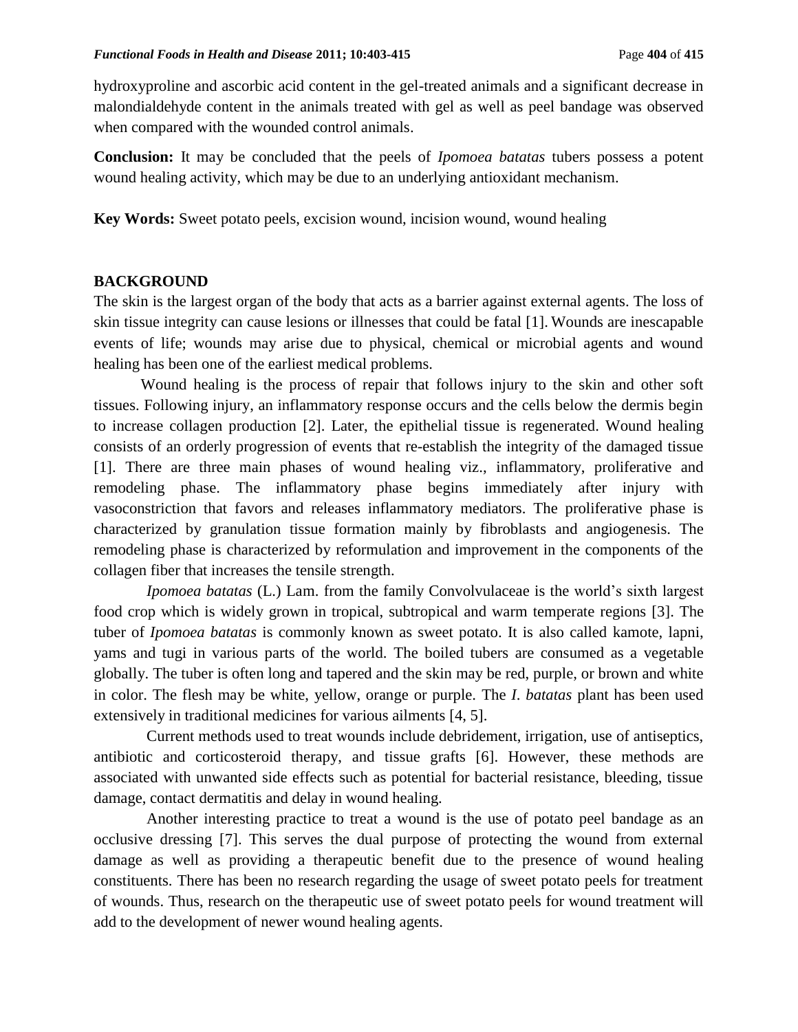hydroxyproline and ascorbic acid content in the gel-treated animals and a significant decrease in malondialdehyde content in the animals treated with gel as well as peel bandage was observed when compared with the wounded control animals.

**Conclusion:** It may be concluded that the peels of *Ipomoea batatas* tubers possess a potent wound healing activity, which may be due to an underlying antioxidant mechanism.

**Key Words:** Sweet potato peels, excision wound, incision wound, wound healing

## BACKGROUND

The skin is the largest organ of the body that acts as a barrier against external agents. The loss of skin tissue integrity can cause lesions or illnesses that could be fatal [1]. Wounds are inescapable events of life; wounds may arise due to physical, chemical or microbial agents and wound healing has been one of the earliest medical problems.

Wound healing is the process of repair that follows injury to the skin and other soft tissues. Following injury, an inflammatory response occurs and the cells below the dermis begin to increase collagen production [2]. Later, the epithelial tissue is regenerated. Wound healing consists of an orderly progression of events that re-establish the integrity of the damaged tissue [1]. There are three main phases of wound healing viz., inflammatory, proliferative and remodeling phase. The inflammatory phase begins immediately after injury with vasoconstriction that favors and releases inflammatory mediators. The proliferative phase is characterized by granulation tissue formation mainly by fibroblasts and angiogenesis. The remodeling phase is characterized by reformulation and improvement in the components of the collagen fiber that increases the tensile strength.

*Ipomoea batatas* (L.) Lam. from the family Convolvulaceae is the world's sixth largest food crop which is widely grown in tropical, subtropical and warm temperate regions [3]. The tuber of *Ipomoea batatas* is commonly known as sweet potato. It is also called kamote, lapni, yams and tugi in various parts of the world. The boiled tubers are consumed as a vegetable globally. The tuber is often long and tapered and the skin may be red, purple, or brown and white in color. The flesh may be white, yellow, orange or purple. The *I. batatas* plant has been used extensively in traditional medicines for various ailments [4, 5].

Current methods used to treat wounds include debridement, irrigation, use of antiseptics, antibiotic and corticosteroid therapy, and tissue grafts [6]. However, these methods are associated with unwanted side effects such as potential for bacterial resistance, bleeding, tissue damage, contact dermatitis and delay in wound healing.

Another interesting practice to treat a wound is the use of potato peel bandage as an occlusive dressing [7]. This serves the dual purpose of protecting the wound from external damage as well as providing a therapeutic benefit due to the presence of wound healing constituents. There has been no research regarding the usage of sweet potato peels for treatment of wounds. Thus, research on the therapeutic use of sweet potato peels for wound treatment will add to the development of newer wound healing agents.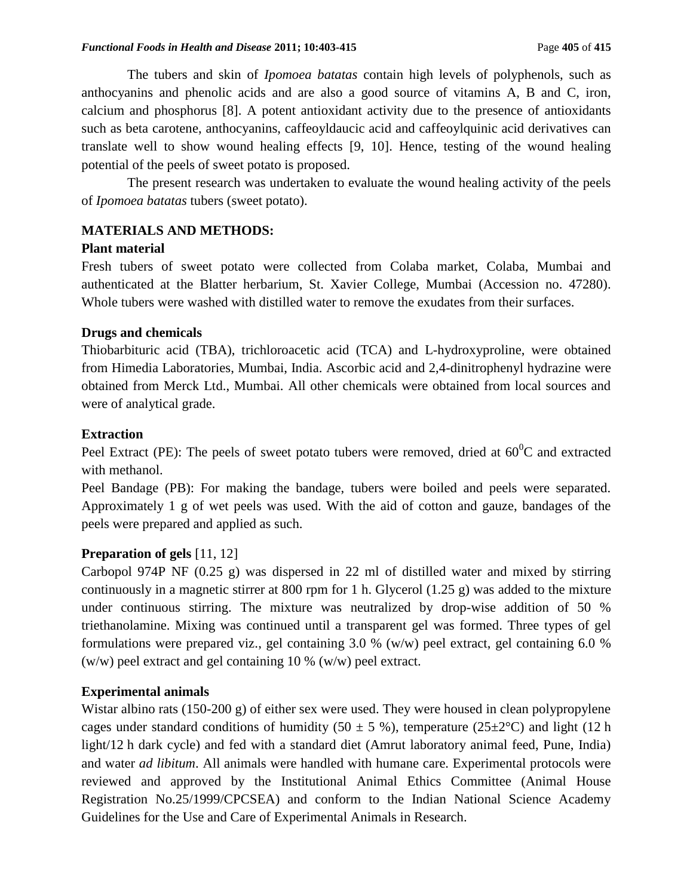The tubers and skin of *Ipomoea batatas* contain high levels of polyphenols, such as anthocyanins and phenolic acids and are also a good source of vitamins A, B and C, iron, calcium and phosphorus [8]. A potent antioxidant activity due to the presence of antioxidants such as beta carotene, anthocyanins, caffeoyldaucic acid and caffeoylquinic acid derivatives can translate well to show wound healing effects [9, 10]. Hence, testing of the wound healing potential of the peels of sweet potato is proposed.

The present research was undertaken to evaluate the wound healing activity of the peels of *Ipomoea batatas* tubers (sweet potato).

## MATERIALS AND METHODS:

### Plant material

Fresh tubers of sweet potato were collected from Colaba market, Colaba, Mumbai and authenticated at the Blatter herbarium, St. Xavier College, Mumbai (Accession no. 47280). Whole tubers were washed with distilled water to remove the exudates from their surfaces.

### Drugs and chemicals

Thiobarbituric acid (TBA), trichloroacetic acid (TCA) and L-hydroxyproline, were obtained from Himedia Laboratories, Mumbai, India. Ascorbic acid and 2,4-dinitrophenyl hydrazine were obtained from Merck Ltd., Mumbai. All other chemicals were obtained from local sources and were of analytical grade.

### Extraction

Peel Extract (PE): The peels of sweet potato tubers were removed, dried at $60^0$C and extracted with methanol.

Peel Bandage (PB): For making the bandage, tubers were boiled and peels were separated. Approximately 1 g of wet peels was used. With the aid of cotton and gauze, bandages of the peels were prepared and applied as such.

### Preparation of gels [11, 12]

Carbopol 974P NF (0.25 g) was dispersed in 22 ml of distilled water and mixed by stirring continuously in a magnetic stirrer at 800 rpm for 1 h. Glycerol (1.25 g) was added to the mixture under continuous stirring. The mixture was neutralized by drop-wise addition of 50 % triethanolamine. Mixing was continued until a transparent gel was formed. Three types of gel formulations were prepared viz., gel containing 3.0 % (w/w) peel extract, gel containing 6.0 % (w/w) peel extract and gel containing 10 % (w/w) peel extract.

### Experimental animals

Wistar albino rats (150-200 g) of either sex were used. They were housed in clean polypropylene cages under standard conditions of humidity ($50 \pm 5$ %), temperature ($25\pm2$°C) and light (12 h light/12 h dark cycle) and fed with a standard diet (Amrut laboratory animal feed, Pune, India) and water *ad libitum*. All animals were handled with humane care. Experimental protocols were reviewed and approved by the Institutional Animal Ethics Committee (Animal House Registration No.25/1999/CPCSEA) and conform to the Indian National Science Academy Guidelines for the Use and Care of Experimental Animals in Research.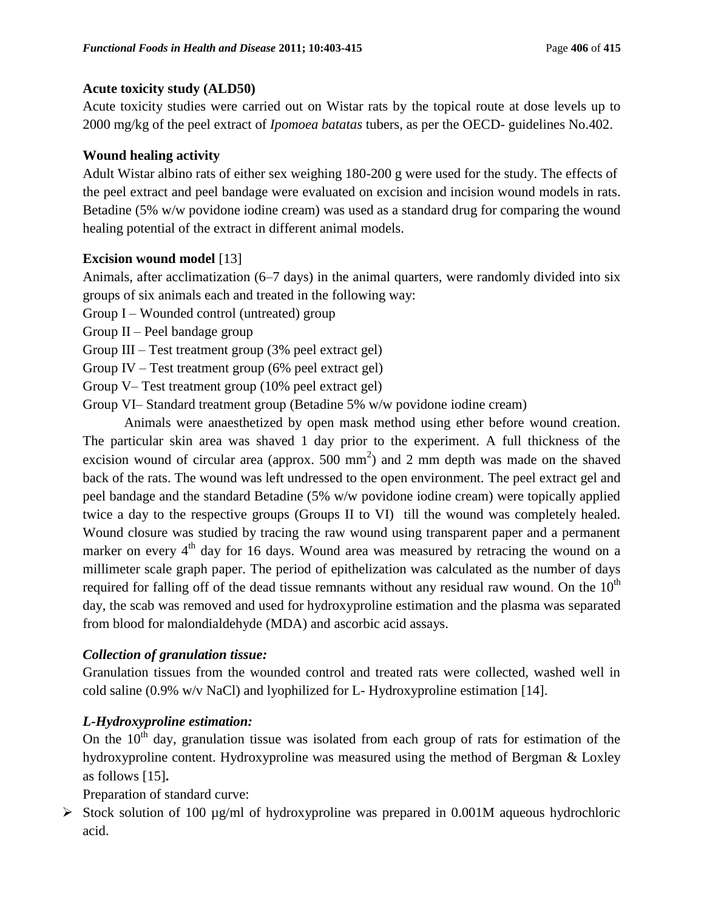### Acute toxicity study (ALD50)

Acute toxicity studies were carried out on Wistar rats by the topical route at dose levels up to 2000 mg/kg of the peel extract of *Ipomoea batatas* tubers, as per the OECD- guidelines No.402.

### Wound healing activity

Adult Wistar albino rats of either sex weighing 180-200 g were used for the study. The effects of the peel extract and peel bandage were evaluated on excision and incision wound models in rats. Betadine (5% w/w povidone iodine cream) was used as a standard drug for comparing the wound healing potential of the extract in different animal models.

### Excision wound model [13]

Animals, after acclimatization (6–7 days) in the animal quarters, were randomly divided into six groups of six animals each and treated in the following way:

Group I – Wounded control (untreated) group

Group II – Peel bandage group

Group III – Test treatment group (3% peel extract gel)

Group IV – Test treatment group (6% peel extract gel)

Group V– Test treatment group (10% peel extract gel)

Group VI– Standard treatment group (Betadine 5% w/w povidone iodine cream)

Animals were anaesthetized by open mask method using ether before wound creation. The particular skin area was shaved 1 day prior to the experiment. A full thickness of the excision wound of circular area (approx. 500 $mm^2$) and 2 mm depth was made on the shaved back of the rats. The wound was left undressed to the open environment. The peel extract gel and peel bandage and the standard Betadine (5% w/w povidone iodine cream) were topically applied twice a day to the respective groups (Groups II to VI) till the wound was completely healed. Wound closure was studied by tracing the raw wound using transparent paper and a permanent marker on every 4$^{th}$ day for 16 days. Wound area was measured by retracing the wound on a millimeter scale graph paper. The period of epithelization was calculated as the number of days required for falling off of the dead tissue remnants without any residual raw wound. On the 10$^{th}$ day, the scab was removed and used for hydroxyproline estimation and the plasma was separated from blood for malondialdehyde (MDA) and ascorbic acid assays.

### *Collection of granulation tissue:*

Granulation tissues from the wounded control and treated rats were collected, washed well in cold saline (0.9% w/v NaCl) and lyophilized for L- Hydroxyproline estimation [14].

### *L-Hydroxyproline estimation:*

On the 10$^{th}$ day, granulation tissue was isolated from each group of rats for estimation of the hydroxyproline content. Hydroxyproline was measured using the method of Bergman & Loxley as follows [15].

Preparation of standard curve:

- Stock solution of 100 µg/ml of hydroxyproline was prepared in 0.001M aqueous hydrochloric acid.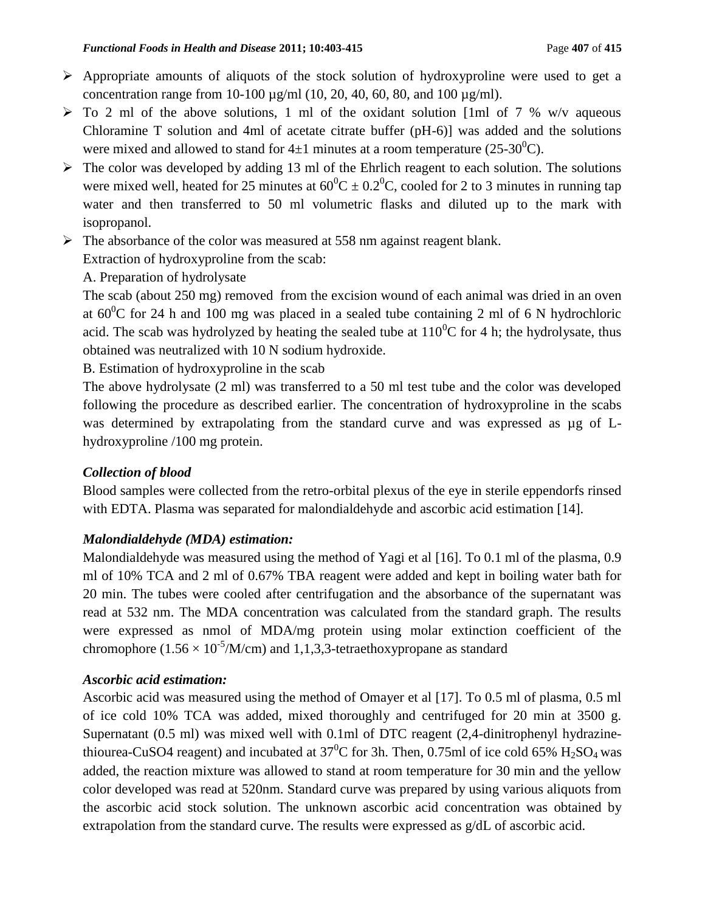- Appropriate amounts of aliquots of the stock solution of hydroxyproline were used to get a concentration range from 10-100 µg/ml (10, 20, 40, 60, 80, and 100 µg/ml).
- To 2 ml of the above solutions, 1 ml of the oxidant solution [1ml of 7 % w/v aqueous Chloramine T solution and 4ml of acetate citrate buffer (pH-6)] was added and the solutions were mixed and allowed to stand for 4±1 minutes at a room temperature (25-30$^0$C).
- The color was developed by adding 13 ml of the Ehrlich reagent to each solution. The solutions were mixed well, heated for 25 minutes at 60$^0$C ± 0.2$^0$C, cooled for 2 to 3 minutes in running tap water and then transferred to 50 ml volumetric flasks and diluted up to the mark with isopropanol.
- The absorbance of the color was measured at 558 nm against reagent blank.

Extraction of hydroxyproline from the scab:

A. Preparation of hydrolysate

The scab (about 250 mg) removed from the excision wound of each animal was dried in an oven at 60$^0$C for 24 h and 100 mg was placed in a sealed tube containing 2 ml of 6 N hydrochloric acid. The scab was hydrolyzed by heating the sealed tube at 110$^0$C for 4 h; the hydrolysate, thus obtained was neutralized with 10 N sodium hydroxide.

B. Estimation of hydroxyproline in the scab

The above hydrolysate (2 ml) was transferred to a 50 ml test tube and the color was developed following the procedure as described earlier. The concentration of hydroxyproline in the scabs was determined by extrapolating from the standard curve and was expressed as µg of L-hydroxyproline /100 mg protein.

### *Collection of blood*

Blood samples were collected from the retro-orbital plexus of the eye in sterile eppendorfs rinsed with EDTA. Plasma was separated for malondialdehyde and ascorbic acid estimation [14].

### *Malondialdehyde (MDA) estimation:*

Malondialdehyde was measured using the method of Yagi et al [16]. To 0.1 ml of the plasma, 0.9 ml of 10% TCA and 2 ml of 0.67% TBA reagent were added and kept in boiling water bath for 20 min. The tubes were cooled after centrifugation and the absorbance of the supernatant was read at 532 nm. The MDA concentration was calculated from the standard graph. The results were expressed as nmol of MDA/mg protein using molar extinction coefficient of the chromophore ($1.56 \times 10^{-5}$/M/cm) and 1,1,3,3-tetraethoxypropane as standard

### *Ascorbic acid estimation:*

Ascorbic acid was measured using the method of Omayer et al [17]. To 0.5 ml of plasma, 0.5 ml of ice cold 10% TCA was added, mixed thoroughly and centrifuged for 20 min at 3500 g. Supernatant (0.5 ml) was mixed well with 0.1ml of DTC reagent (2,4-dinitrophenyl hydrazine-thiourea-CuSO4 reagent) and incubated at 37$^0$C for 3h. Then, 0.75ml of ice cold 65% $H_2SO_4$ was added, the reaction mixture was allowed to stand at room temperature for 30 min and the yellow color developed was read at 520nm. Standard curve was prepared by using various aliquots from the ascorbic acid stock solution. The unknown ascorbic acid concentration was obtained by extrapolation from the standard curve. The results were expressed as g/dL of ascorbic acid.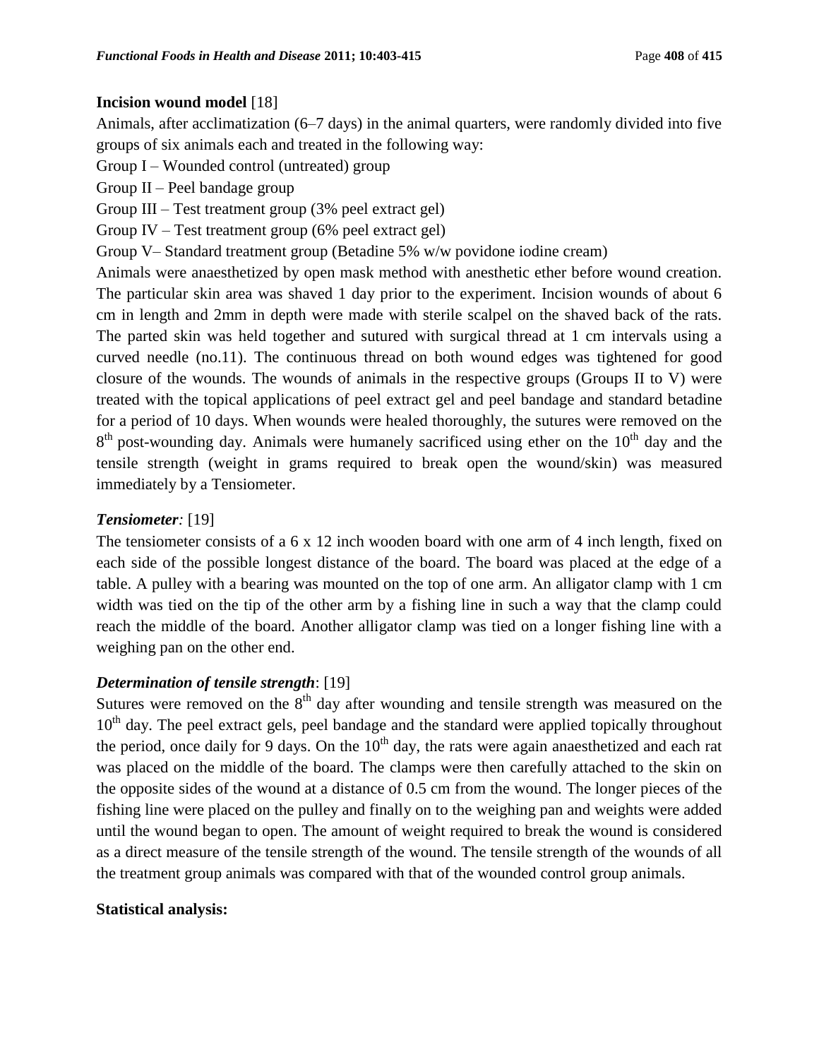**Incision wound model** [18]

Animals, after acclimatization (6–7 days) in the animal quarters, were randomly divided into five groups of six animals each and treated in the following way:

Group I – Wounded control (untreated) group

Group II – Peel bandage group

Group III – Test treatment group (3% peel extract gel)

Group IV – Test treatment group (6% peel extract gel)

Group V– Standard treatment group (Betadine 5% w/w povidone iodine cream)

Animals were anaesthetized by open mask method with anesthetic ether before wound creation. The particular skin area was shaved 1 day prior to the experiment. Incision wounds of about 6 cm in length and 2mm in depth were made with sterile scalpel on the shaved back of the rats. The parted skin was held together and sutured with surgical thread at 1 cm intervals using a curved needle (no.11). The continuous thread on both wound edges was tightened for good closure of the wounds. The wounds of animals in the respective groups (Groups II to V) were treated with the topical applications of peel extract gel and peel bandage and standard betadine for a period of 10 days. When wounds were healed thoroughly, the sutures were removed on the $8^{th}$ post-wounding day. Animals were humanely sacrificed using ether on the $10^{th}$ day and the tensile strength (weight in grams required to break open the wound/skin) was measured immediately by a Tensiometer.

***Tensiometer:*** [19]

The tensiometer consists of a 6 x 12 inch wooden board with one arm of 4 inch length, fixed on each side of the possible longest distance of the board. The board was placed at the edge of a table. A pulley with a bearing was mounted on the top of one arm. An alligator clamp with 1 cm width was tied on the tip of the other arm by a fishing line in such a way that the clamp could reach the middle of the board. Another alligator clamp was tied on a longer fishing line with a weighing pan on the other end.

***Determination of tensile strength***: [19]

Sutures were removed on the $8^{th}$ day after wounding and tensile strength was measured on the $10^{th}$ day. The peel extract gels, peel bandage and the standard were applied topically throughout the period, once daily for 9 days. On the $10^{th}$ day, the rats were again anaesthetized and each rat was placed on the middle of the board. The clamps were then carefully attached to the skin on the opposite sides of the wound at a distance of 0.5 cm from the wound. The longer pieces of the fishing line were placed on the pulley and finally on to the weighing pan and weights were added until the wound began to open. The amount of weight required to break the wound is considered as a direct measure of the tensile strength of the wound. The tensile strength of the wounds of all the treatment group animals was compared with that of the wounded control group animals.

**Statistical analysis:**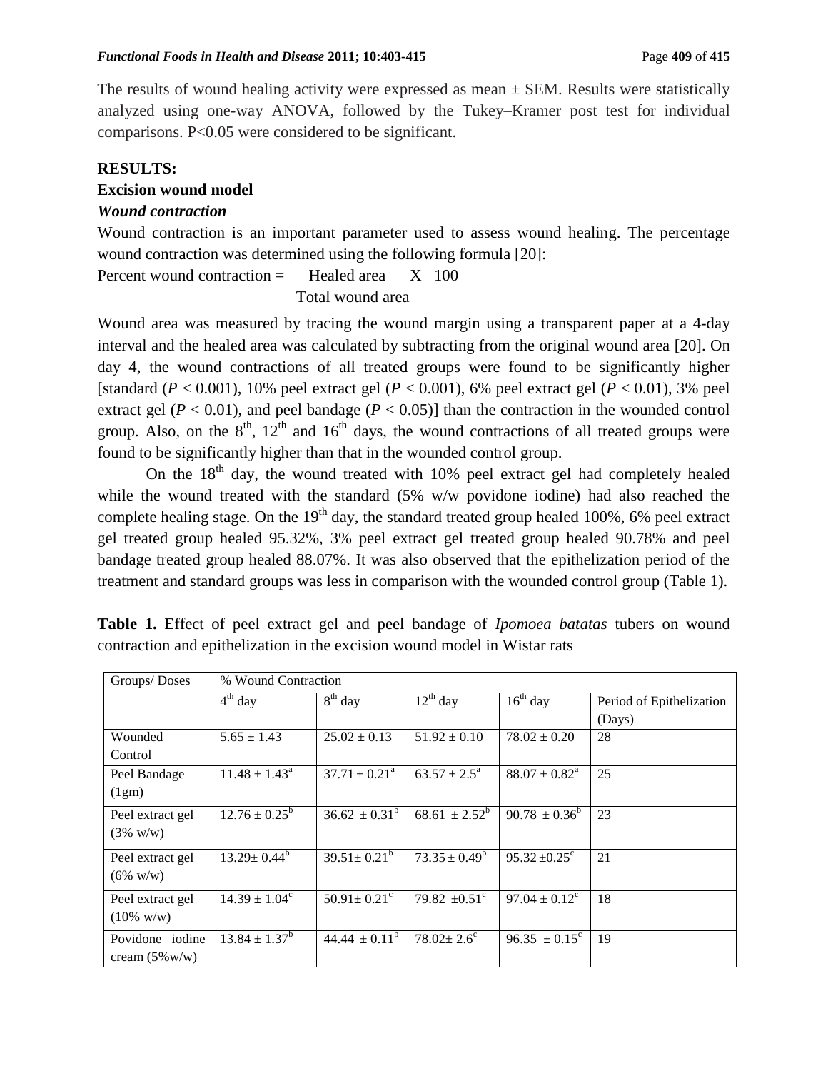The results of wound healing activity were expressed as mean ± SEM. Results were statistically analyzed using one-way ANOVA, followed by the Tukey–Kramer post test for individual comparisons. P<0.05 were considered to be significant.

## RESULTS:

### Excision wound model

#### *Wound contraction*

Wound contraction is an important parameter used to assess wound healing. The percentage wound contraction was determined using the following formula [20]:

$$\text{Percent wound contraction} = \frac{\text{Healed area}}{\text{Total wound area}} \times 100$$

Wound area was measured by tracing the wound margin using a transparent paper at a 4-day interval and the healed area was calculated by subtracting from the original wound area [20]. On day 4, the wound contractions of all treated groups were found to be significantly higher [standard ($P < 0.001$), 10% peel extract gel ($P < 0.001$), 6% peel extract gel ($P < 0.01$), 3% peel extract gel ($P < 0.01$), and peel bandage ($P < 0.05$)] than the contraction in the wounded control group. Also, on the $8^{th}$, $12^{th}$ and $16^{th}$ days, the wound contractions of all treated groups were found to be significantly higher than that in the wounded control group.

On the $18^{th}$ day, the wound treated with 10% peel extract gel had completely healed while the wound treated with the standard (5% w/w povidone iodine) had also reached the complete healing stage. On the $19^{th}$ day, the standard treated group healed 100%, 6% peel extract gel treated group healed 95.32%, 3% peel extract gel treated group healed 90.78% and peel bandage treated group healed 88.07%. It was also observed that the epithelization period of the treatment and standard groups was less in comparison with the wounded control group (Table 1).

**Table 1.** Effect of peel extract gel and peel bandage of *Ipomoea batatas* tubers on wound contraction and epithelization in the excision wound model in Wistar rats

| Groups/ Doses | % Wound Contraction | | | | |
|---|---|---|---|---|---|
| | $4^{th}$ day | $8^{th}$ day | $12^{th}$ day | $16^{th}$ day | Period of Epithelization (Days) |
| Wounded Control | $5.65 \pm 1.43$ | $25.02 \pm 0.13$ | $51.92 \pm 0.10$ | $78.02 \pm 0.20$ | 28 |
| Peel Bandage (1gm) | $11.48 \pm 1.43^{a}$ | $37.71 \pm 0.21^{a}$ | $63.57 \pm 2.5^{a}$ | $88.07 \pm 0.82^{a}$ | 25 |
| Peel extract gel (3% w/w) | $12.76 \pm 0.25^{b}$ | $36.62 \pm 0.31^{b}$ | $68.61 \pm 2.52^{b}$ | $90.78 \pm 0.36^{b}$ | 23 |
| Peel extract gel (6% w/w) | $13.29 \pm 0.44^{b}$ | $39.51 \pm 0.21^{b}$ | $73.35 \pm 0.49^{b}$ | $95.32 \pm 0.25^{c}$ | 21 |
| Peel extract gel (10% w/w) | $14.39 \pm 1.04^{c}$ | $50.91 \pm 0.21^{c}$ | $79.82 \pm 0.51^{c}$ | $97.04 \pm 0.12^{c}$ | 18 |
| Povidone iodine cream (5%w/w) | $13.84 \pm 1.37^{b}$ | $44.44 \pm 0.11^{b}$ | $78.02 \pm 2.6^{c}$ | $96.35 \pm 0.15^{c}$ | 19 |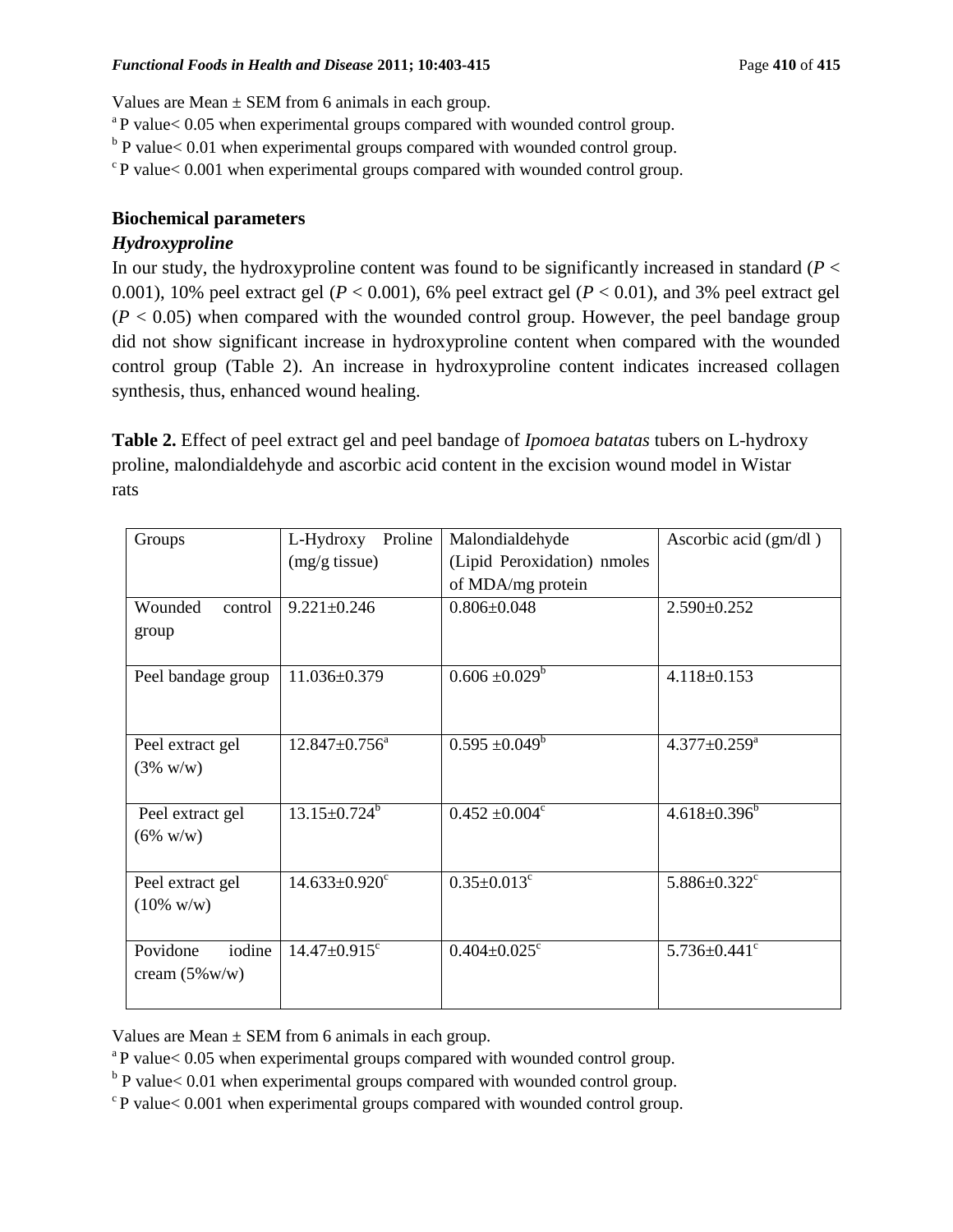Values are Mean ± SEM from 6 animals in each group.

[a] P value< 0.05 when experimental groups compared with wounded control group.

[b] P value< 0.01 when experimental groups compared with wounded control group.

[c] P value< 0.001 when experimental groups compared with wounded control group.

## Biochemical parameters

### *Hydroxyproline*

In our study, the hydroxyproline content was found to be significantly increased in standard ($P < 0.001$), 10% peel extract gel ($P < 0.001$), 6% peel extract gel ($P < 0.01$), and 3% peel extract gel ($P < 0.05$) when compared with the wounded control group. However, the peel bandage group did not show significant increase in hydroxyproline content when compared with the wounded control group (Table 2). An increase in hydroxyproline content indicates increased collagen synthesis, thus, enhanced wound healing.

**Table 2.** Effect of peel extract gel and peel bandage of *Ipomoea batatas* tubers on L-hydroxy proline, malondialdehyde and ascorbic acid content in the excision wound model in Wistar rats

| Groups | L-Hydroxy Proline (mg/g tissue) | Malondialdehyde (Lipid Peroxidation) nmoles of MDA/mg protein | Ascorbic acid (gm/dl ) |
|---|---|---|---|
| Wounded control group | 9.221±0.246 | 0.806±0.048 | 2.590±0.252 |
| Peel bandage group | 11.036±0.379 | 0.606 ±0.029[b] | 4.118±0.153 |
| Peel extract gel (3% w/w) | 12.847±0.756[a] | 0.595 ±0.049[b] | 4.377±0.259[a] |
| Peel extract gel (6% w/w) | 13.15±0.724[b] | 0.452 ±0.004[c] | 4.618±0.396[b] |
| Peel extract gel (10% w/w) | 14.633±0.920[c] | 0.35±0.013[c] | 5.886±0.322[c] |
| Povidone iodine cream (5%w/w) | 14.47±0.915[c] | 0.404±0.025[c] | 5.736±0.441[c] |

Values are Mean ± SEM from 6 animals in each group.

[a] P value< 0.05 when experimental groups compared with wounded control group.

[b] P value< 0.01 when experimental groups compared with wounded control group.

[c] P value< 0.001 when experimental groups compared with wounded control group.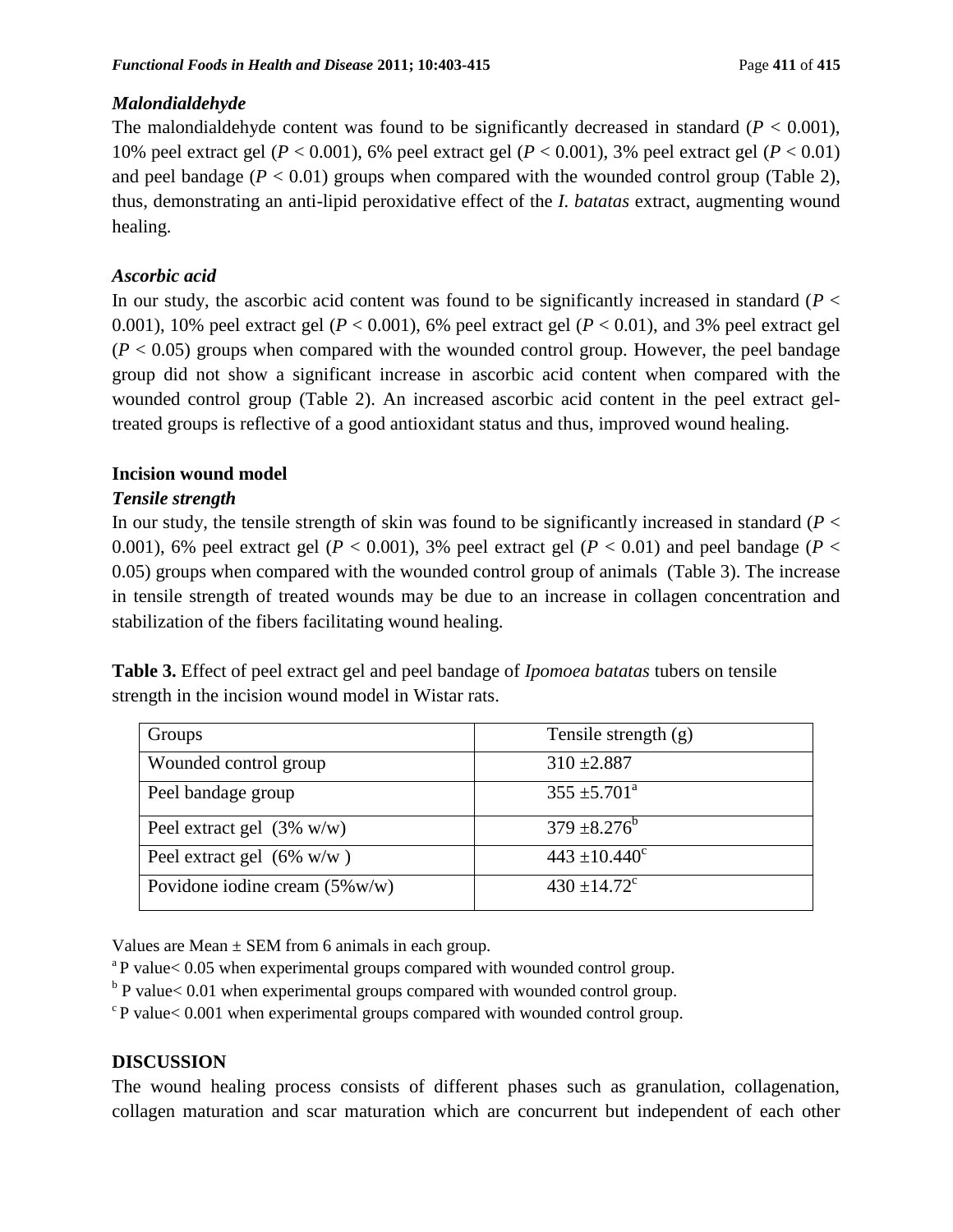### *Malondialdehyde*

The malondialdehyde content was found to be significantly decreased in standard ($P < 0.001$), 10% peel extract gel ($P < 0.001$), 6% peel extract gel ($P < 0.001$), 3% peel extract gel ($P < 0.01$) and peel bandage ($P < 0.01$) groups when compared with the wounded control group (Table 2), thus, demonstrating an anti-lipid peroxidative effect of the *I. batatas* extract, augmenting wound healing.

### *Ascorbic acid*

In our study, the ascorbic acid content was found to be significantly increased in standard ($P < 0.001$), 10% peel extract gel ($P < 0.001$), 6% peel extract gel ($P < 0.01$), and 3% peel extract gel ($P < 0.05$) groups when compared with the wounded control group. However, the peel bandage group did not show a significant increase in ascorbic acid content when compared with the wounded control group (Table 2). An increased ascorbic acid content in the peel extract gel-treated groups is reflective of a good antioxidant status and thus, improved wound healing.

## Incision wound model

### *Tensile strength*

In our study, the tensile strength of skin was found to be significantly increased in standard ($P < 0.001$), 6% peel extract gel ($P < 0.001$), 3% peel extract gel ($P < 0.01$) and peel bandage ($P < 0.05$) groups when compared with the wounded control group of animals (Table 3). The increase in tensile strength of treated wounds may be due to an increase in collagen concentration and stabilization of the fibers facilitating wound healing.

**Table 3.** Effect of peel extract gel and peel bandage of *Ipomoea batatas* tubers on tensile strength in the incision wound model in Wistar rats.

| Groups | Tensile strength (g) |
| --- | --- |
| Wounded control group | $310 \pm 2.887$ |
| Peel bandage group | $355 \pm 5.701^{a}$ |
| Peel extract gel (3% w/w) | $379 \pm 8.276^{b}$ |
| Peel extract gel (6% w/w ) | $443 \pm 10.440^{c}$ |
| Povidone iodine cream (5%w/w) | $430 \pm 14.72^{c}$ |

Values are Mean ± SEM from 6 animals in each group.

[a] P value< 0.05 when experimental groups compared with wounded control group.

[b] P value< 0.01 when experimental groups compared with wounded control group.

[c] P value< 0.001 when experimental groups compared with wounded control group.

## DISCUSSION

The wound healing process consists of different phases such as granulation, collagenation, collagen maturation and scar maturation which are concurrent but independent of each other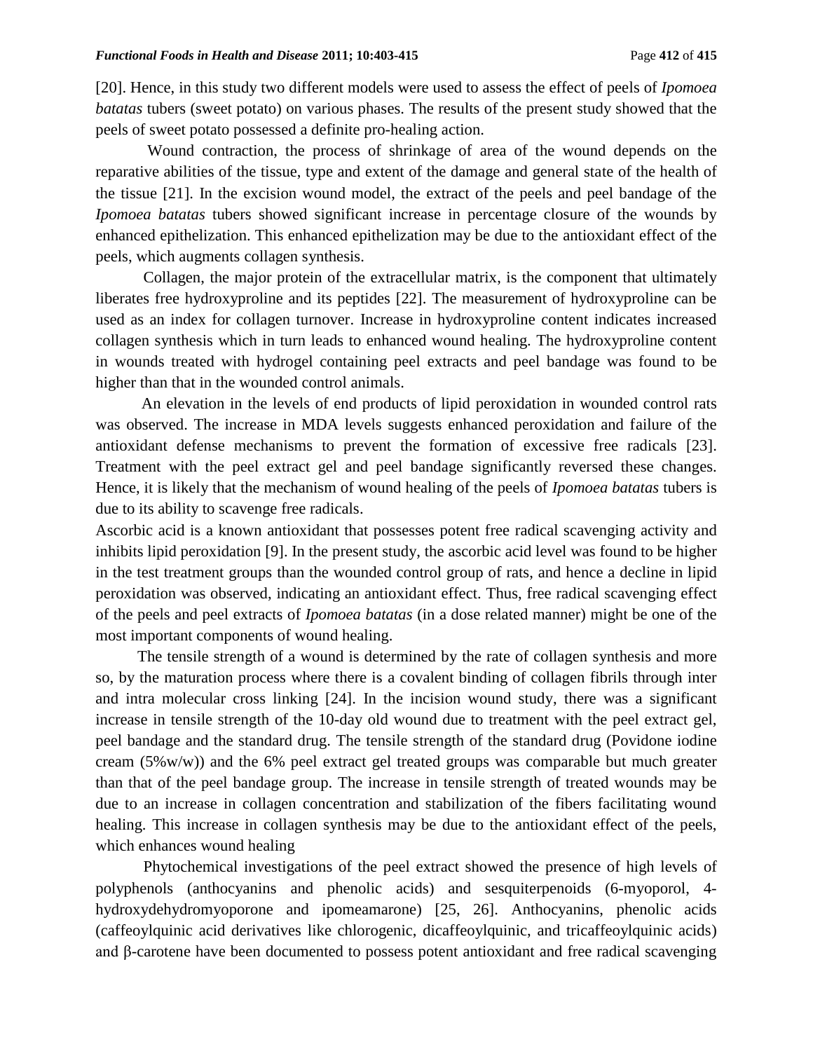[20]. Hence, in this study two different models were used to assess the effect of peels of *Ipomoea batatas* tubers (sweet potato) on various phases. The results of the present study showed that the peels of sweet potato possessed a definite pro-healing action.

Wound contraction, the process of shrinkage of area of the wound depends on the reparative abilities of the tissue, type and extent of the damage and general state of the health of the tissue [21]. In the excision wound model, the extract of the peels and peel bandage of the *Ipomoea batatas* tubers showed significant increase in percentage closure of the wounds by enhanced epithelization. This enhanced epithelization may be due to the antioxidant effect of the peels, which augments collagen synthesis.

Collagen, the major protein of the extracellular matrix, is the component that ultimately liberates free hydroxyproline and its peptides [22]. The measurement of hydroxyproline can be used as an index for collagen turnover. Increase in hydroxyproline content indicates increased collagen synthesis which in turn leads to enhanced wound healing. The hydroxyproline content in wounds treated with hydrogel containing peel extracts and peel bandage was found to be higher than that in the wounded control animals.

An elevation in the levels of end products of lipid peroxidation in wounded control rats was observed. The increase in MDA levels suggests enhanced peroxidation and failure of the antioxidant defense mechanisms to prevent the formation of excessive free radicals [23]. Treatment with the peel extract gel and peel bandage significantly reversed these changes. Hence, it is likely that the mechanism of wound healing of the peels of *Ipomoea batatas* tubers is due to its ability to scavenge free radicals.

Ascorbic acid is a known antioxidant that possesses potent free radical scavenging activity and inhibits lipid peroxidation [9]. In the present study, the ascorbic acid level was found to be higher in the test treatment groups than the wounded control group of rats, and hence a decline in lipid peroxidation was observed, indicating an antioxidant effect. Thus, free radical scavenging effect of the peels and peel extracts of *Ipomoea batatas* (in a dose related manner) might be one of the most important components of wound healing.

The tensile strength of a wound is determined by the rate of collagen synthesis and more so, by the maturation process where there is a covalent binding of collagen fibrils through inter and intra molecular cross linking [24]. In the incision wound study, there was a significant increase in tensile strength of the 10-day old wound due to treatment with the peel extract gel, peel bandage and the standard drug. The tensile strength of the standard drug (Povidone iodine cream (5%w/w)) and the 6% peel extract gel treated groups was comparable but much greater than that of the peel bandage group. The increase in tensile strength of treated wounds may be due to an increase in collagen concentration and stabilization of the fibers facilitating wound healing. This increase in collagen synthesis may be due to the antioxidant effect of the peels, which enhances wound healing

Phytochemical investigations of the peel extract showed the presence of high levels of polyphenols (anthocyanins and phenolic acids) and sesquiterpenoids (6-myoporol, 4-hydroxydehydromyoporone and ipomeamarone) [25, 26]. Anthocyanins, phenolic acids (caffeoylquinic acid derivatives like chlorogenic, dicaffeoylquinic, and tricaffeoylquinic acids) and β-carotene have been documented to possess potent antioxidant and free radical scavenging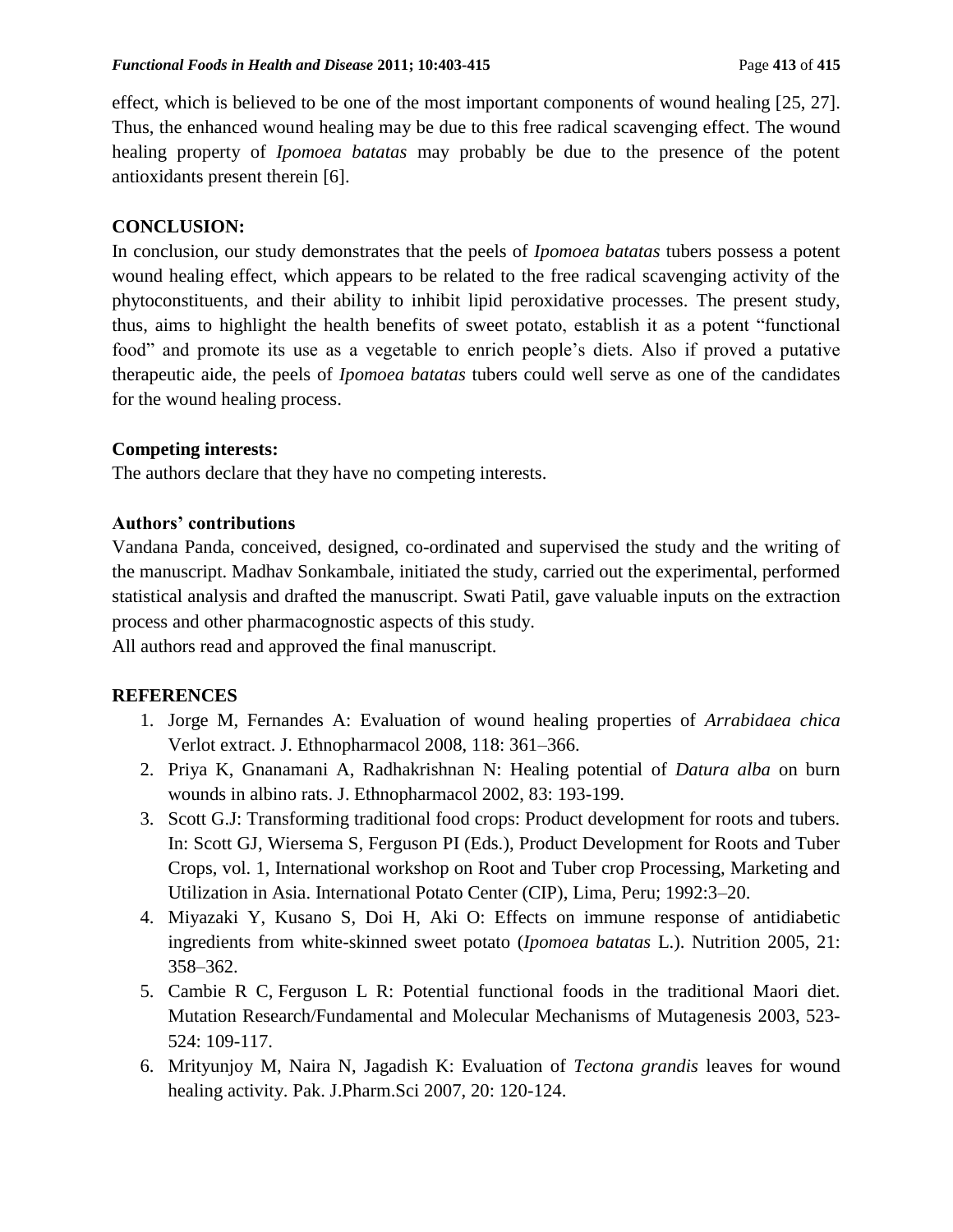effect, which is believed to be one of the most important components of wound healing [25, 27]. Thus, the enhanced wound healing may be due to this free radical scavenging effect. The wound healing property of *Ipomoea batatas* may probably be due to the presence of the potent antioxidants present therein [6].

## CONCLUSION:

In conclusion, our study demonstrates that the peels of *Ipomoea batatas* tubers possess a potent wound healing effect, which appears to be related to the free radical scavenging activity of the phytoconstituents, and their ability to inhibit lipid peroxidative processes. The present study, thus, aims to highlight the health benefits of sweet potato, establish it as a potent "functional food" and promote its use as a vegetable to enrich people's diets. Also if proved a putative therapeutic aide, the peels of *Ipomoea batatas* tubers could well serve as one of the candidates for the wound healing process.

### Competing interests:

The authors declare that they have no competing interests.

### Authors' contributions

Vandana Panda, conceived, designed, co-ordinated and supervised the study and the writing of the manuscript. Madhav Sonkambale, initiated the study, carried out the experimental, performed statistical analysis and drafted the manuscript. Swati Patil, gave valuable inputs on the extraction process and other pharmacognostic aspects of this study.

All authors read and approved the final manuscript.

## REFERENCES

1. Jorge M, Fernandes A: Evaluation of wound healing properties of *Arrabidaea chica* Verlot extract. J. Ethnopharmacol 2008, 118: 361–366.
2. Priya K, Gnanamani A, Radhakrishnan N: Healing potential of *Datura alba* on burn wounds in albino rats. J. Ethnopharmacol 2002, 83: 193-199.
3. Scott G.J: Transforming traditional food crops: Product development for roots and tubers. In: Scott GJ, Wiersema S, Ferguson PI (Eds.), Product Development for Roots and Tuber Crops, vol. 1, International workshop on Root and Tuber crop Processing, Marketing and Utilization in Asia. International Potato Center (CIP), Lima, Peru; 1992:3–20.
4. Miyazaki Y, Kusano S, Doi H, Aki O: Effects on immune response of antidiabetic ingredients from white-skinned sweet potato (*Ipomoea batatas* L.). Nutrition 2005, 21: 358–362.
5. Cambie R C, Ferguson L R: Potential functional foods in the traditional Maori diet. Mutation Research/Fundamental and Molecular Mechanisms of Mutagenesis 2003, 523-524: 109-117.
6. Mrityunjoy M, Naira N, Jagadish K: Evaluation of *Tectona grandis* leaves for wound healing activity. Pak. J.Pharm.Sci 2007, 20: 120-124.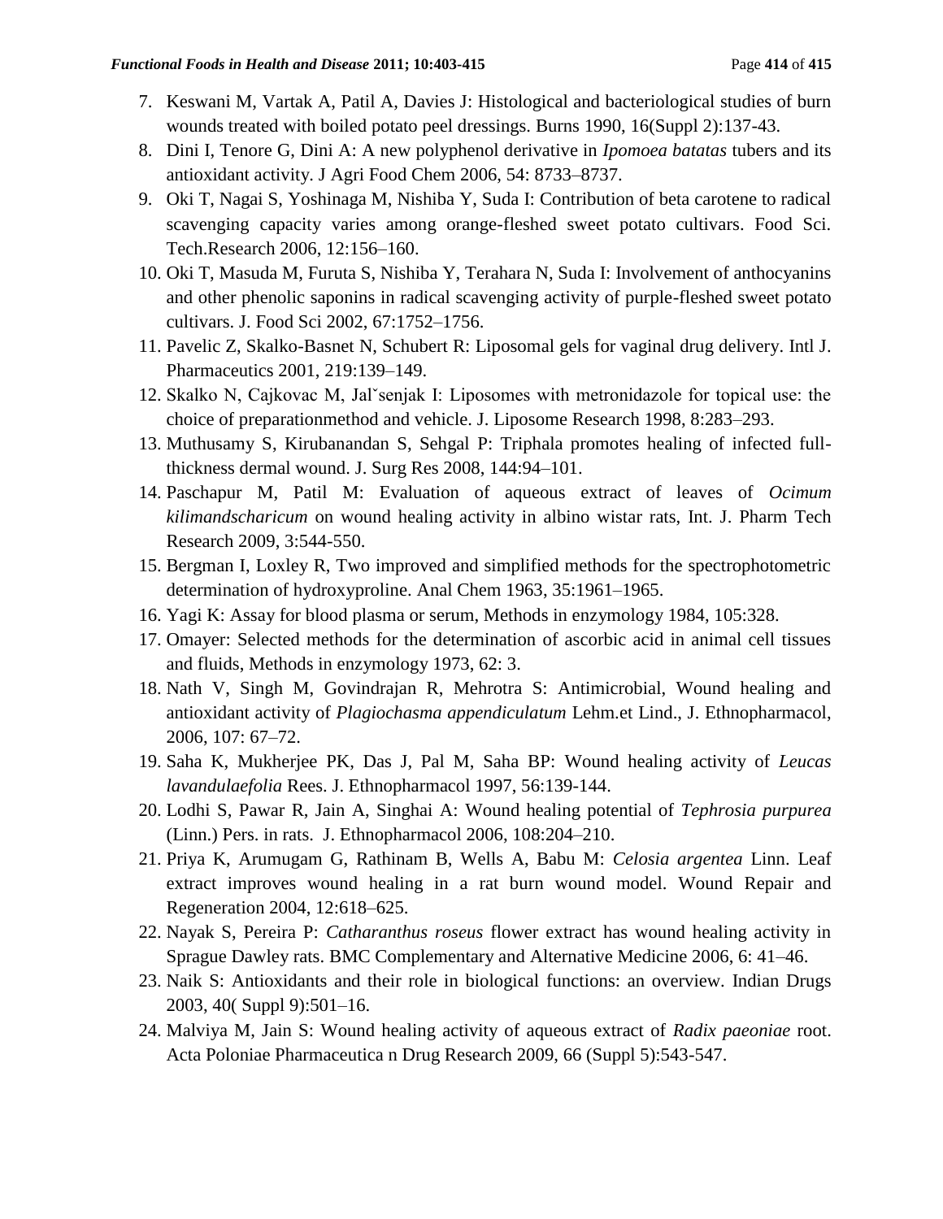7. Keswani M, Vartak A, Patil A, Davies J: Histological and bacteriological studies of burn wounds treated with boiled potato peel dressings. Burns 1990, 16(Suppl 2):137-43.
8. Dini I, Tenore G, Dini A: A new polyphenol derivative in *Ipomoea batatas* tubers and its antioxidant activity. J Agri Food Chem 2006, 54: 8733–8737.
9. Oki T, Nagai S, Yoshinaga M, Nishiba Y, Suda I: Contribution of beta carotene to radical scavenging capacity varies among orange-fleshed sweet potato cultivars. Food Sci. Tech.Research 2006, 12:156–160.
10. Oki T, Masuda M, Furuta S, Nishiba Y, Terahara N, Suda I: Involvement of anthocyanins and other phenolic saponins in radical scavenging activity of purple-fleshed sweet potato cultivars. J. Food Sci 2002, 67:1752–1756.
11. Pavelic Z, Skalko-Basnet N, Schubert R: Liposomal gels for vaginal drug delivery. Intl J. Pharmaceutics 2001, 219:139–149.
12. Skalko N, Cajkovac M, Jalˇsenjak I: Liposomes with metronidazole for topical use: the choice of preparationmethod and vehicle. J. Liposome Research 1998, 8:283–293.
13. Muthusamy S, Kirubanandan S, Sehgal P: Triphala promotes healing of infected full-thickness dermal wound. J. Surg Res 2008, 144:94–101.
14. Paschapur M, Patil M: Evaluation of aqueous extract of leaves of *Ocimum kilimandscharicum* on wound healing activity in albino wistar rats, Int. J. Pharm Tech Research 2009, 3:544-550.
15. Bergman I, Loxley R, Two improved and simplified methods for the spectrophotometric determination of hydroxyproline. Anal Chem 1963, 35:1961–1965.
16. Yagi K: Assay for blood plasma or serum, Methods in enzymology 1984, 105:328.
17. Omayer: Selected methods for the determination of ascorbic acid in animal cell tissues and fluids, Methods in enzymology 1973, 62: 3.
18. Nath V, Singh M, Govindrajan R, Mehrotra S: Antimicrobial, Wound healing and antioxidant activity of *Plagiochasma appendiculatum* Lehm.et Lind., J. Ethnopharmacol, 2006, 107: 67–72.
19. Saha K, Mukherjee PK, Das J, Pal M, Saha BP: Wound healing activity of *Leucas lavandulaefolia* Rees. J. Ethnopharmacol 1997, 56:139-144.
20. Lodhi S, Pawar R, Jain A, Singhai A: Wound healing potential of *Tephrosia purpurea* (Linn.) Pers. in rats. J. Ethnopharmacol 2006, 108:204–210.
21. Priya K, Arumugam G, Rathinam B, Wells A, Babu M: *Celosia argentea* Linn. Leaf extract improves wound healing in a rat burn wound model. Wound Repair and Regeneration 2004, 12:618–625.
22. Nayak S, Pereira P: *Catharanthus roseus* flower extract has wound healing activity in Sprague Dawley rats. BMC Complementary and Alternative Medicine 2006, 6: 41–46.
23. Naik S: Antioxidants and their role in biological functions: an overview. Indian Drugs 2003, 40( Suppl 9):501–16.
24. Malviya M, Jain S: Wound healing activity of aqueous extract of *Radix paeoniae* root. Acta Poloniae Pharmaceutica n Drug Research 2009, 66 (Suppl 5):543-547.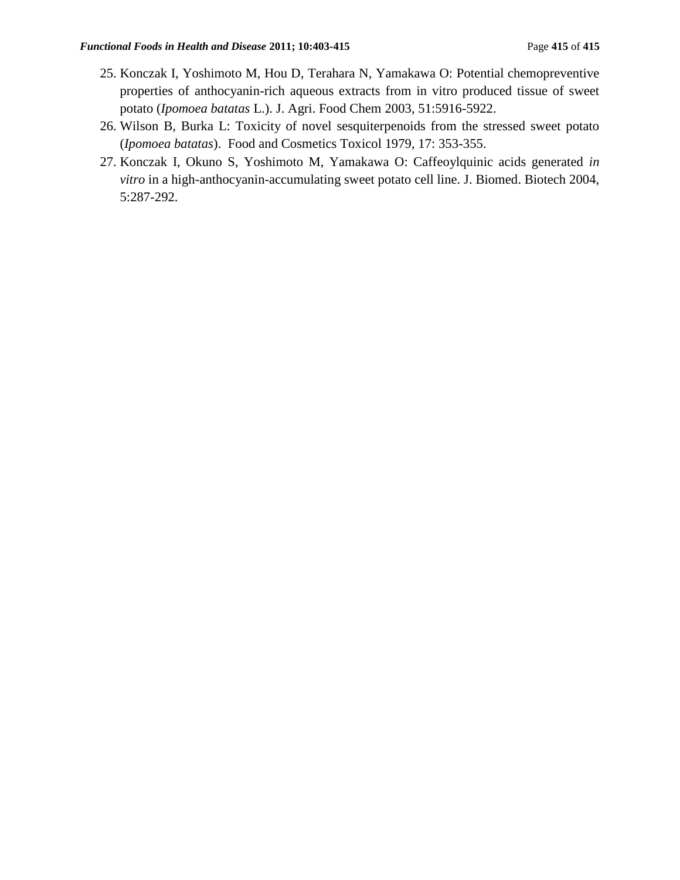25. Konczak I, Yoshimoto M, Hou D, Terahara N, Yamakawa O: Potential chemopreventive properties of anthocyanin-rich aqueous extracts from in vitro produced tissue of sweet potato (*Ipomoea batatas* L.). J. Agri. Food Chem 2003, 51:5916-5922.
26. Wilson B, Burka L: Toxicity of novel sesquiterpenoids from the stressed sweet potato (*Ipomoea batatas*). Food and Cosmetics Toxicol 1979, 17: 353-355.
27. Konczak I, Okuno S, Yoshimoto M, Yamakawa O: Caffeoylquinic acids generated *in vitro* in a high-anthocyanin-accumulating sweet potato cell line. J. Biomed. Biotech 2004, 5:287-292.